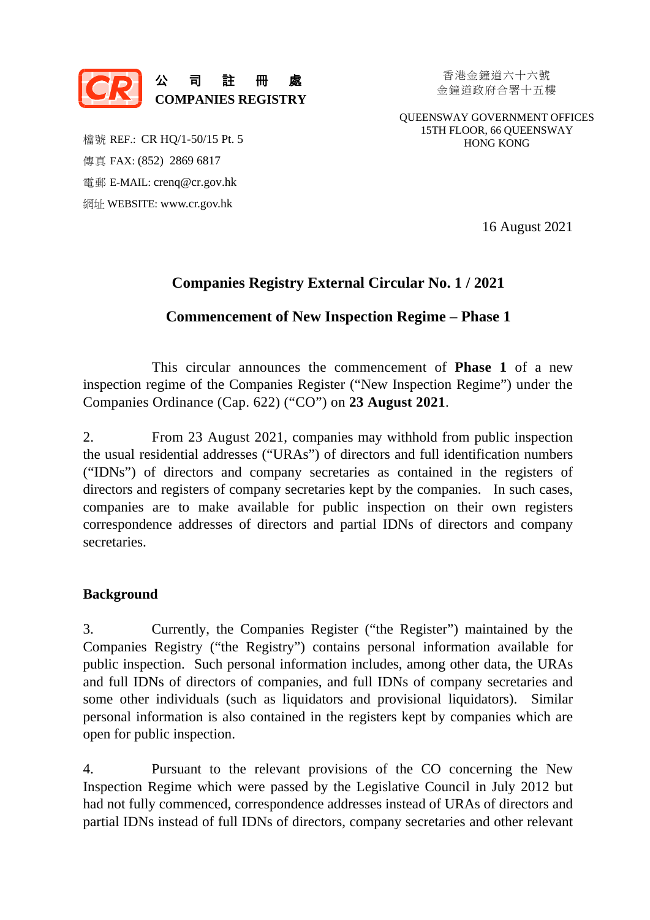**公 司 註 冊 處**
**COMPANIES REGISTRY**

香港金鐘道六十六號
金鐘道政府合署十五樓

QUEENSWAY GOVERNMENT OFFICES
15TH FLOOR, 66 QUEENSWAY
HONG KONG

檔號 REF.: CR HQ/1-50/15 Pt. 5
傳真 FAX: (852) 2869 6817
電郵 E-MAIL: crenq@cr.gov.hk
網址 WEBSITE: www.cr.gov.hk

16 August 2021

## Companies Registry External Circular No. 1 / 2021

## Commencement of New Inspection Regime – Phase 1

This circular announces the commencement of **Phase 1** of a new inspection regime of the Companies Register ("New Inspection Regime") under the Companies Ordinance (Cap. 622) ("CO") on **23 August 2021**.

2. From 23 August 2021, companies may withhold from public inspection the usual residential addresses ("URAs") of directors and full identification numbers ("IDNs") of directors and company secretaries as contained in the registers of directors and registers of company secretaries kept by the companies. In such cases, companies are to make available for public inspection on their own registers correspondence addresses of directors and partial IDNs of directors and company secretaries.

### Background

3. Currently, the Companies Register ("the Register") maintained by the Companies Registry ("the Registry") contains personal information available for public inspection. Such personal information includes, among other data, the URAs and full IDNs of directors of companies, and full IDNs of company secretaries and some other individuals (such as liquidators and provisional liquidators). Similar personal information is also contained in the registers kept by companies which are open for public inspection.

4. Pursuant to the relevant provisions of the CO concerning the New Inspection Regime which were passed by the Legislative Council in July 2012 but had not fully commenced, correspondence addresses instead of URAs of directors and partial IDNs instead of full IDNs of directors, company secretaries and other relevant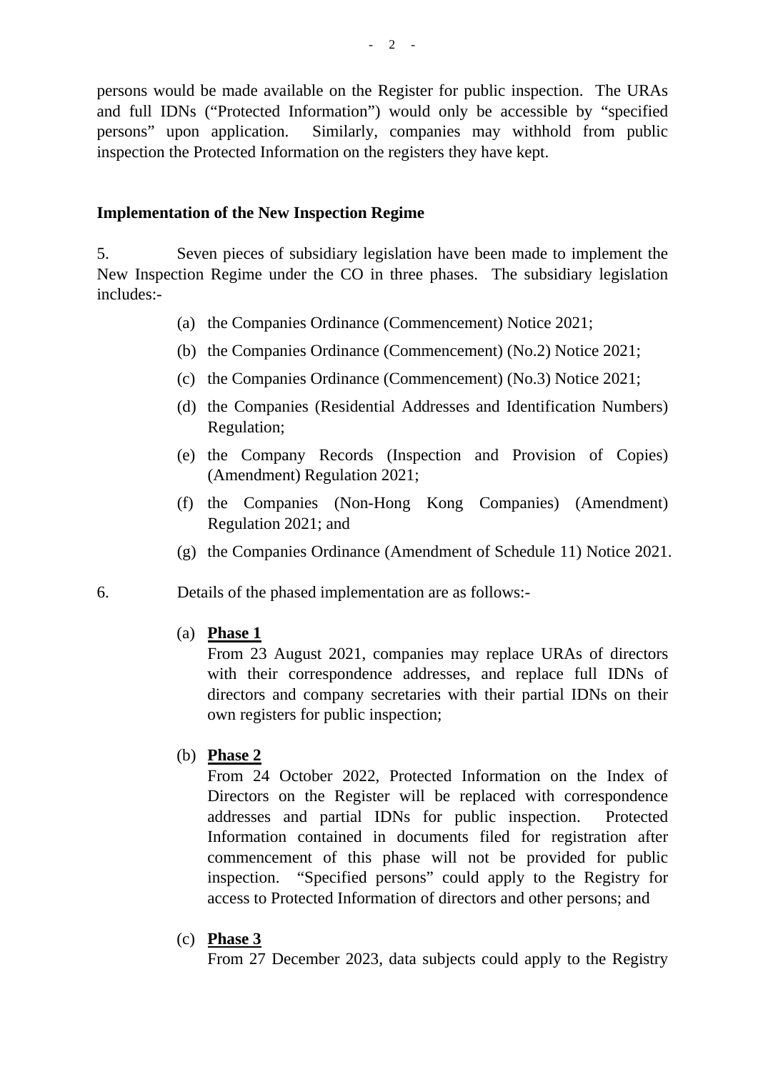persons would be made available on the Register for public inspection. The URAs and full IDNs ("Protected Information") would only be accessible by "specified persons" upon application. Similarly, companies may withhold from public inspection the Protected Information on the registers they have kept.

**Implementation of the New Inspection Regime**

5. Seven pieces of subsidiary legislation have been made to implement the New Inspection Regime under the CO in three phases. The subsidiary legislation includes:-

(a) the Companies Ordinance (Commencement) Notice 2021;

(b) the Companies Ordinance (Commencement) (No.2) Notice 2021;

(c) the Companies Ordinance (Commencement) (No.3) Notice 2021;

(d) the Companies (Residential Addresses and Identification Numbers) Regulation;

(e) the Company Records (Inspection and Provision of Copies) (Amendment) Regulation 2021;

(f) the Companies (Non-Hong Kong Companies) (Amendment) Regulation 2021; and

(g) the Companies Ordinance (Amendment of Schedule 11) Notice 2021.

6. Details of the phased implementation are as follows:-

(a) **Phase 1**
From 23 August 2021, companies may replace URAs of directors with their correspondence addresses, and replace full IDNs of directors and company secretaries with their partial IDNs on their own registers for public inspection;

(b) **Phase 2**
From 24 October 2022, Protected Information on the Index of Directors on the Register will be replaced with correspondence addresses and partial IDNs for public inspection. Protected Information contained in documents filed for registration after commencement of this phase will not be provided for public inspection. "Specified persons" could apply to the Registry for access to Protected Information of directors and other persons; and

(c) **Phase 3**
From 27 December 2023, data subjects could apply to the Registry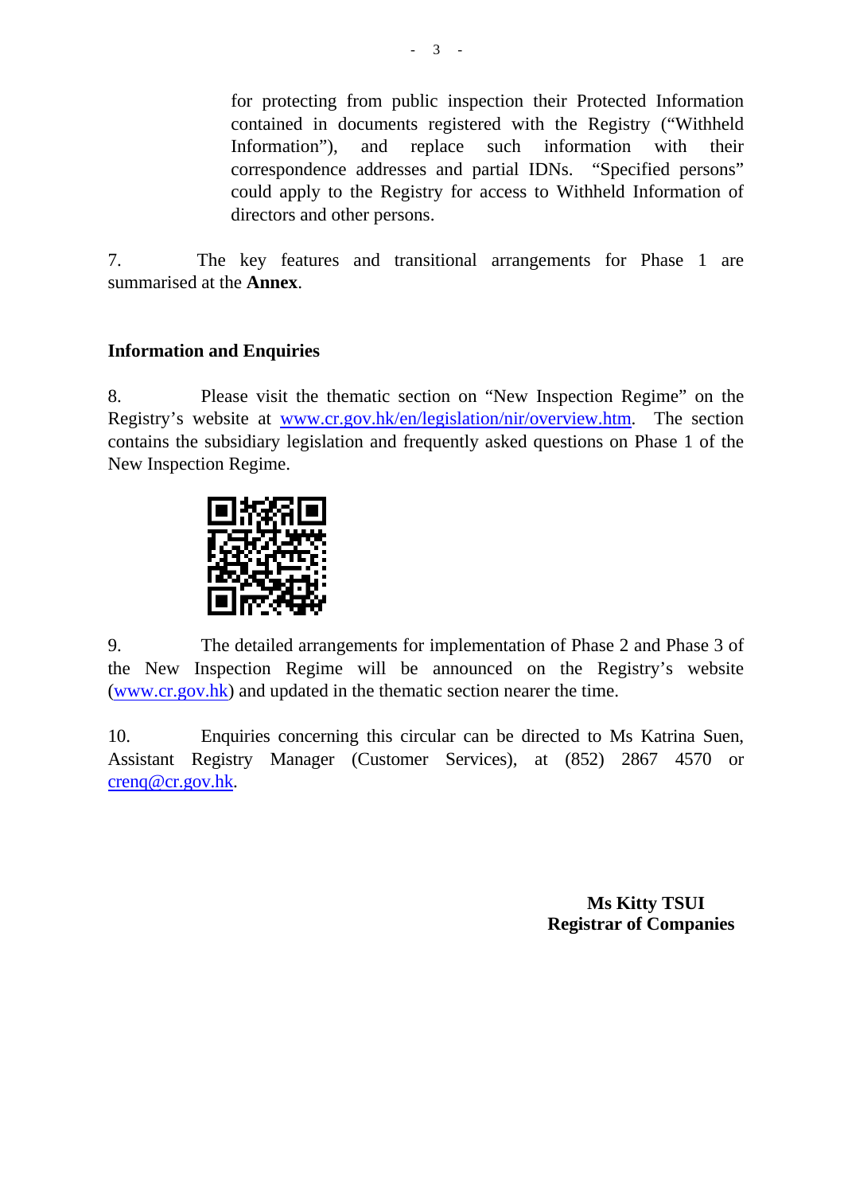for protecting from public inspection their Protected Information contained in documents registered with the Registry ("Withheld Information"), and replace such information with their correspondence addresses and partial IDNs. "Specified persons" could apply to the Registry for access to Withheld Information of directors and other persons.

7. The key features and transitional arrangements for Phase 1 are summarised at the **Annex**.

**Information and Enquiries**

8. Please visit the thematic section on "New Inspection Regime" on the Registry's website at www.cr.gov.hk/en/legislation/nir/overview.htm. The section contains the subsidiary legislation and frequently asked questions on Phase 1 of the New Inspection Regime.

9. The detailed arrangements for implementation of Phase 2 and Phase 3 of the New Inspection Regime will be announced on the Registry's website (www.cr.gov.hk) and updated in the thematic section nearer the time.

10. Enquiries concerning this circular can be directed to Ms Katrina Suen, Assistant Registry Manager (Customer Services), at (852) 2867 4570 or crenq@cr.gov.hk.

**Ms Kitty TSUI**
**Registrar of Companies**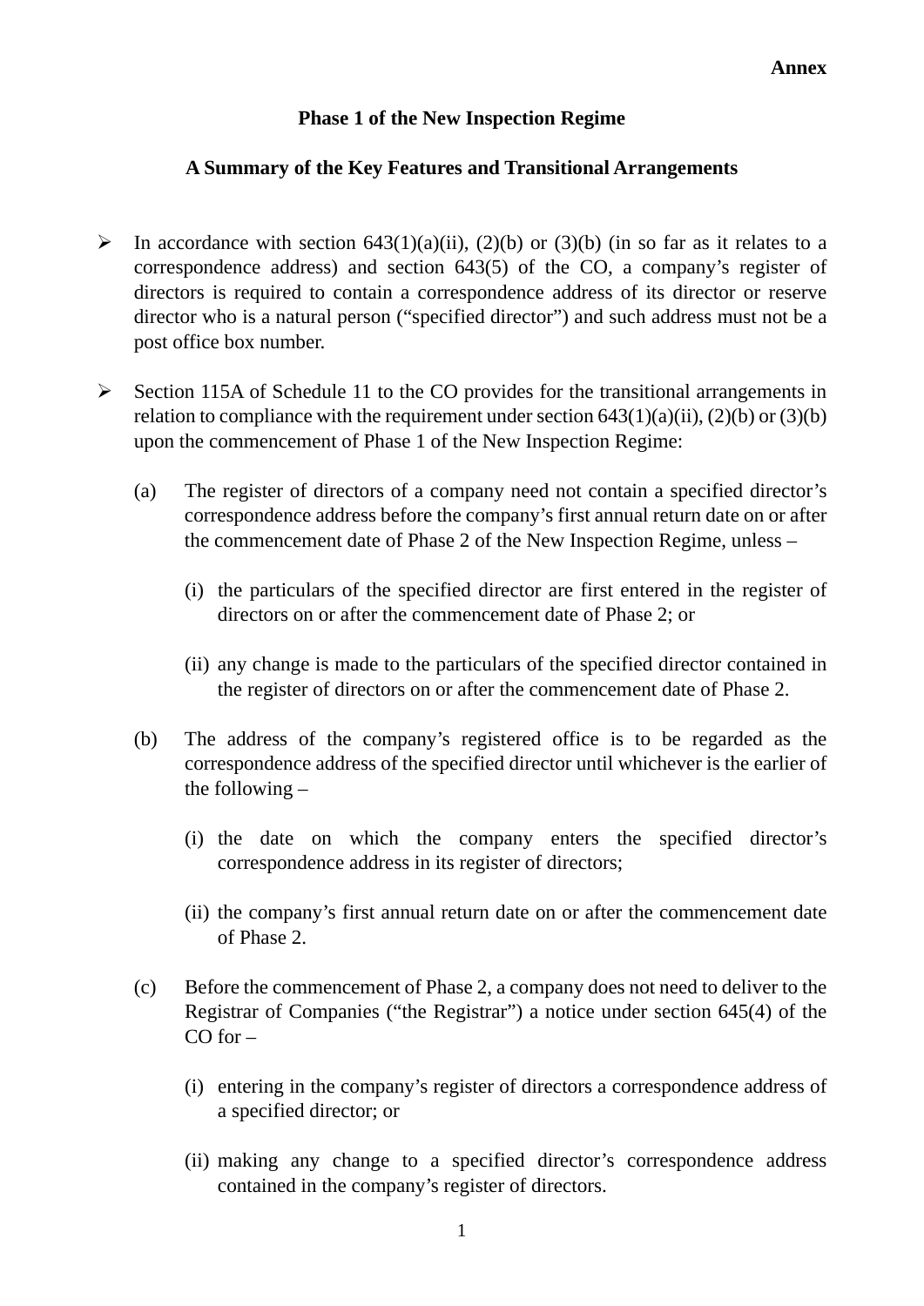**Annex**

## Phase 1 of the New Inspection Regime

### A Summary of the Key Features and Transitional Arrangements

- In accordance with section 643(1)(a)(ii), (2)(b) or (3)(b) (in so far as it relates to a correspondence address) and section 643(5) of the CO, a company's register of directors is required to contain a correspondence address of its director or reserve director who is a natural person ("specified director") and such address must not be a post office box number.

- Section 115A of Schedule 11 to the CO provides for the transitional arrangements in relation to compliance with the requirement under section 643(1)(a)(ii), (2)(b) or (3)(b) upon the commencement of Phase 1 of the New Inspection Regime:

  (a) The register of directors of a company need not contain a specified director's correspondence address before the company's first annual return date on or after the commencement date of Phase 2 of the New Inspection Regime, unless –

  (i) the particulars of the specified director are first entered in the register of directors on or after the commencement date of Phase 2; or

  (ii) any change is made to the particulars of the specified director contained in the register of directors on or after the commencement date of Phase 2.

  (b) The address of the company's registered office is to be regarded as the correspondence address of the specified director until whichever is the earlier of the following –

  (i) the date on which the company enters the specified director's correspondence address in its register of directors;

  (ii) the company's first annual return date on or after the commencement date of Phase 2.

  (c) Before the commencement of Phase 2, a company does not need to deliver to the Registrar of Companies ("the Registrar") a notice under section 645(4) of the CO for –

  (i) entering in the company's register of directors a correspondence address of a specified director; or

  (ii) making any change to a specified director's correspondence address contained in the company's register of directors.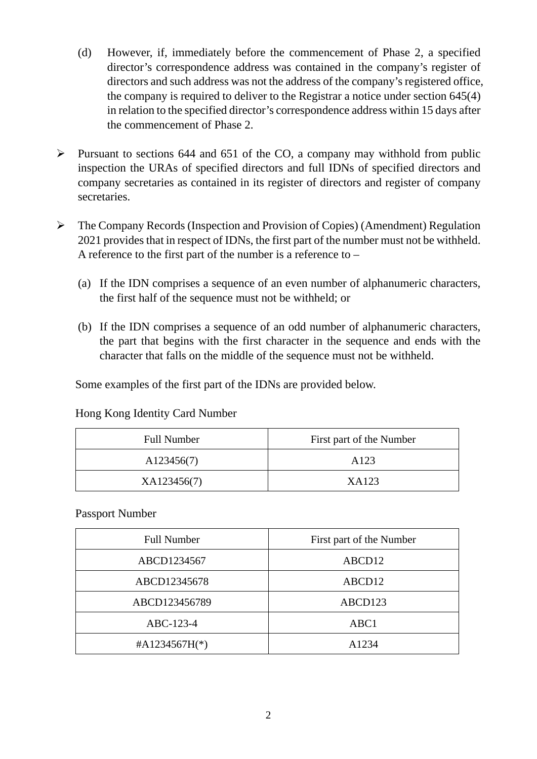(d) However, if, immediately before the commencement of Phase 2, a specified director's correspondence address was contained in the company's register of directors and such address was not the address of the company's registered office, the company is required to deliver to the Registrar a notice under section 645(4) in relation to the specified director's correspondence address within 15 days after the commencement of Phase 2.

- Pursuant to sections 644 and 651 of the CO, a company may withhold from public inspection the URAs of specified directors and full IDNs of specified directors and company secretaries as contained in its register of directors and register of company secretaries.

- The Company Records (Inspection and Provision of Copies) (Amendment) Regulation 2021 provides that in respect of IDNs, the first part of the number must not be withheld. A reference to the first part of the number is a reference to –

  (a) If the IDN comprises a sequence of an even number of alphanumeric characters, the first half of the sequence must not be withheld; or

  (b) If the IDN comprises a sequence of an odd number of alphanumeric characters, the part that begins with the first character in the sequence and ends with the character that falls on the middle of the sequence must not be withheld.

  Some examples of the first part of the IDNs are provided below.

  Hong Kong Identity Card Number

| Full Number | First part of the Number |
| --- | --- |
| A123456(7) | A123 |
| XA123456(7) | XA123 |

  Passport Number

| Full Number | First part of the Number |
| --- | --- |
| ABCD1234567 | ABCD12 |
| ABCD12345678 | ABCD12 |
| ABCD123456789 | ABCD123 |
| ABC-123-4 | ABC1 |
| #A1234567H(*) | A1234 |